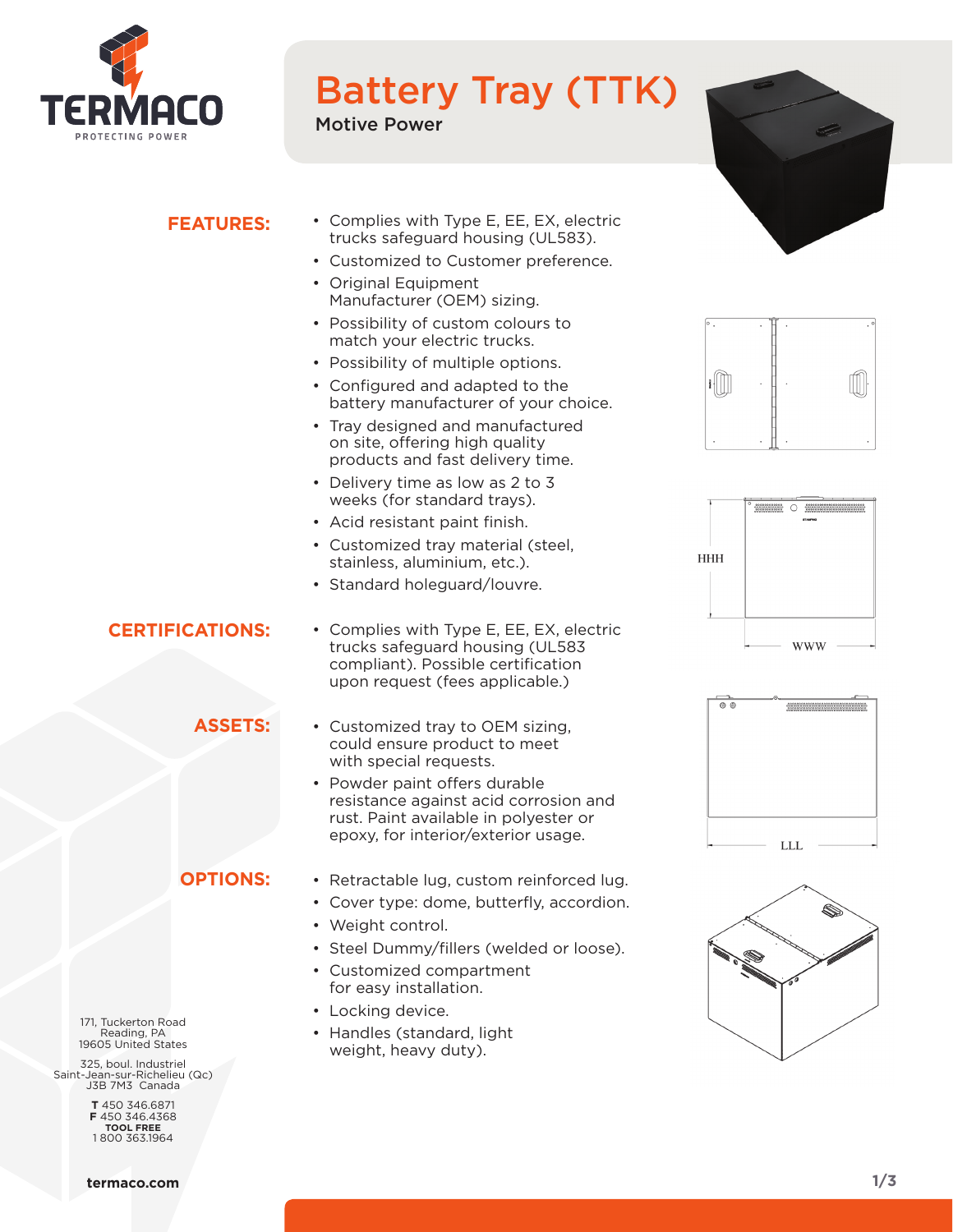TERMACO
PROTECTING POWER

# Battery Tray (TTK)

## Motive Power

## FEATURES:

- Complies with Type E, EE, EX, electric trucks safeguard housing (UL583).
- Customized to Customer preference.
- Original Equipment Manufacturer (OEM) sizing.
- Possibility of custom colours to match your electric trucks.
- Possibility of multiple options.
- Configured and adapted to the battery manufacturer of your choice.
- Tray designed and manufactured on site, offering high quality products and fast delivery time.
- Delivery time as low as 2 to 3 weeks (for standard trays).
- Acid resistant paint finish.
- Customized tray material (steel, stainless, aluminium, etc.).
- Standard holeguard/louvre.

## CERTIFICATIONS:

- Complies with Type E, EE, EX, electric trucks safeguard housing (UL583 compliant). Possible certification upon request (fees applicable.)

## ASSETS:

- Customized tray to OEM sizing, could ensure product to meet with special requests.
- Powder paint offers durable resistance against acid corrosion and rust. Paint available in polyester or epoxy, for interior/exterior usage.

## OPTIONS:

- Retractable lug, custom reinforced lug.
- Cover type: dome, butterfly, accordion.
- Weight control.
- Steel Dummy/fillers (welded or loose).
- Customized compartment for easy installation.
- Locking device.
- Handles (standard, light weight, heavy duty).

HHH

WWW

LLL

171, Tuckerton Road
Reading, PA
19605 United States

325, boul. Industriel
Saint-Jean-sur-Richelieu (Qc)
J3B 7M3 Canada

**T** 450 346.6871
**F** 450 346.4368
**TOOL FREE**
1 800 363.1964

**termaco.com**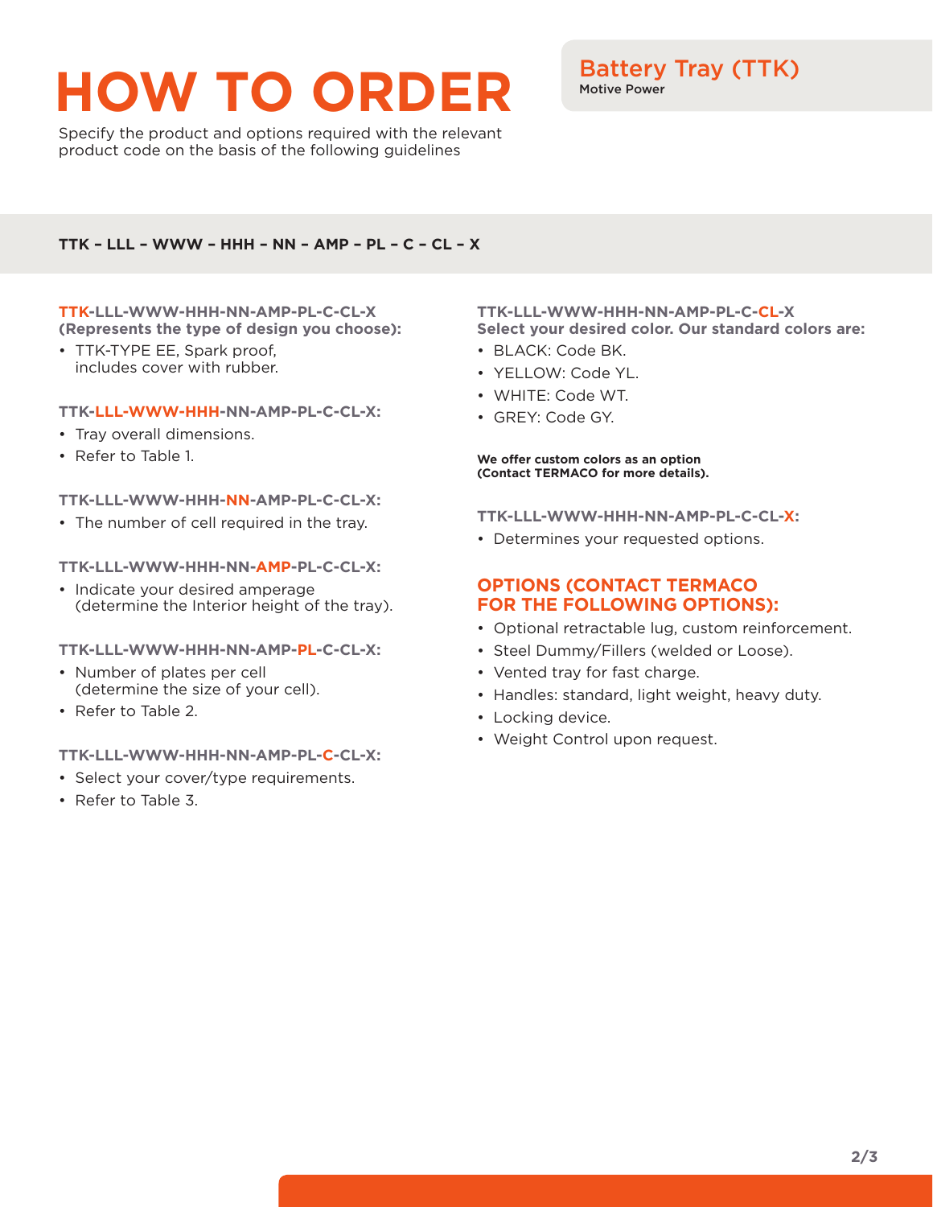# HOW TO ORDER

## Battery Tray (TTK)

Motive Power

Specify the product and options required with the relevant product code on the basis of the following guidelines

**TTK – LLL – WWW – HHH – NN – AMP – PL – C – CL – X**

**TTK-LLL-WWW-HHH-NN-AMP-PL-C-CL-X**
**(Represents the type of design you choose):**

- TTK-TYPE EE, Spark proof, includes cover with rubber.

**TTK-LLL-WWW-HHH-NN-AMP-PL-C-CL-X:**

- Tray overall dimensions.
- Refer to Table 1.

**TTK-LLL-WWW-HHH-NN-AMP-PL-C-CL-X:**

- The number of cell required in the tray.

**TTK-LLL-WWW-HHH-NN-AMP-PL-C-CL-X:**

- Indicate your desired amperage (determine the Interior height of the tray).

**TTK-LLL-WWW-HHH-NN-AMP-PL-C-CL-X:**

- Number of plates per cell (determine the size of your cell).
- Refer to Table 2.

**TTK-LLL-WWW-HHH-NN-AMP-PL-C-CL-X:**

- Select your cover/type requirements.
- Refer to Table 3.

**TTK-LLL-WWW-HHH-NN-AMP-PL-C-CL-X**
**Select your desired color. Our standard colors are:**

- BLACK: Code BK.
- YELLOW: Code YL.
- WHITE: Code WT.
- GREY: Code GY.

**We offer custom colors as an option (Contact TERMACO for more details).**

**TTK-LLL-WWW-HHH-NN-AMP-PL-C-CL-X:**

- Determines your requested options.

### OPTIONS (CONTACT TERMACO FOR THE FOLLOWING OPTIONS):

- Optional retractable lug, custom reinforcement.
- Steel Dummy/Fillers (welded or Loose).
- Vented tray for fast charge.
- Handles: standard, light weight, heavy duty.
- Locking device.
- Weight Control upon request.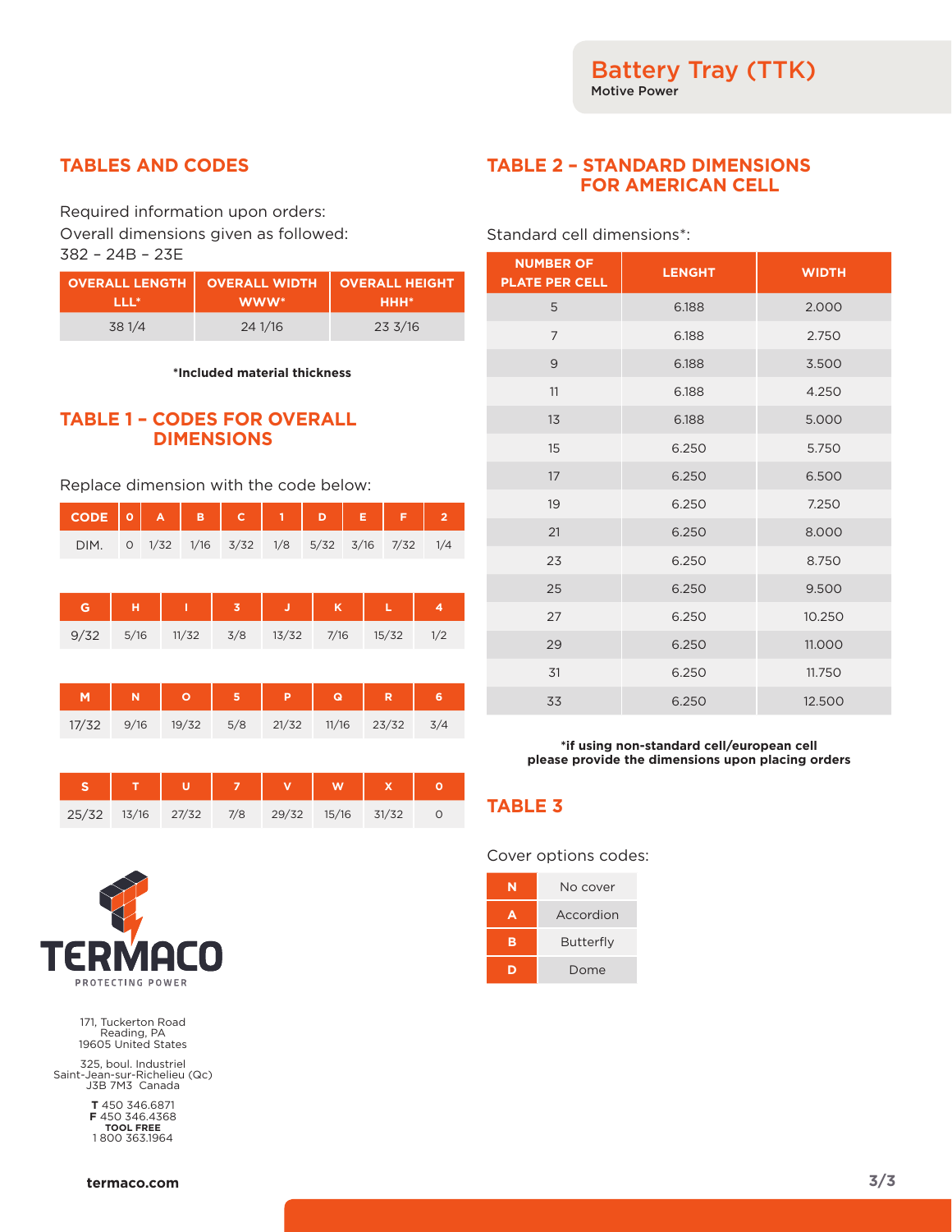# Battery Tray (TTK)

Motive Power

## TABLES AND CODES

Required information upon orders:
Overall dimensions given as followed:
382 – 24B – 23E

| OVERALL LENGTH LLL* | OVERALL WIDTH WWW* | OVERALL HEIGHT HHH* |
|---|---|---|
| 38 1/4 | 24 1/16 | 23 3/16 |

**\*Included material thickness**

## TABLE 1 – CODES FOR OVERALL DIMENSIONS

Replace dimension with the code below:

| CODE | 0 | A | B | C | 1 | D | E | F | 2 |
|---|---|---|---|---|---|---|---|---|---|
| DIM. | 0 | 1/32 | 1/16 | 3/32 | 1/8 | 5/32 | 3/16 | 7/32 | 1/4 |

| G | H | I | 3 | J | K | L | 4 |
|---|---|---|---|---|---|---|---|
| 9/32 | 5/16 | 11/32 | 3/8 | 13/32 | 7/16 | 15/32 | 1/2 |

| M | N | O | 5 | P | Q | R | 6 |
|---|---|---|---|---|---|---|---|
| 17/32 | 9/16 | 19/32 | 5/8 | 21/32 | 11/16 | 23/32 | 3/4 |

| S | T | U | 7 | V | W | X | 0 |
|---|---|---|---|---|---|---|---|
| 25/32 | 13/16 | 27/32 | 7/8 | 29/32 | 15/16 | 31/32 | 0 |

TERMACO
PROTECTING POWER

171, Tuckerton Road
Reading, PA
19605 United States

325, boul. Industriel
Saint-Jean-sur-Richelieu (Qc)
J3B 7M3 Canada

**T** 450 346.6871
**F** 450 346.4368
**TOOL FREE**
1 800 363.1964

## TABLE 2 – STANDARD DIMENSIONS FOR AMERICAN CELL

Standard cell dimensions*:

| NUMBER OF PLATE PER CELL | LENGHT | WIDTH |
|---|---|---|
| 5 | 6.188 | 2.000 |
| 7 | 6.188 | 2.750 |
| 9 | 6.188 | 3.500 |
| 11 | 6.188 | 4.250 |
| 13 | 6.188 | 5.000 |
| 15 | 6.250 | 5.750 |
| 17 | 6.250 | 6.500 |
| 19 | 6.250 | 7.250 |
| 21 | 6.250 | 8.000 |
| 23 | 6.250 | 8.750 |
| 25 | 6.250 | 9.500 |
| 27 | 6.250 | 10.250 |
| 29 | 6.250 | 11.000 |
| 31 | 6.250 | 11.750 |
| 33 | 6.250 | 12.500 |

**\*if using non-standard cell/european cell please provide the dimensions upon placing orders**

## TABLE 3

Cover options codes:

| | |
|---|---|
| N | No cover |
| A | Accordion |
| B | Butterfly |
| D | Dome |

termaco.com